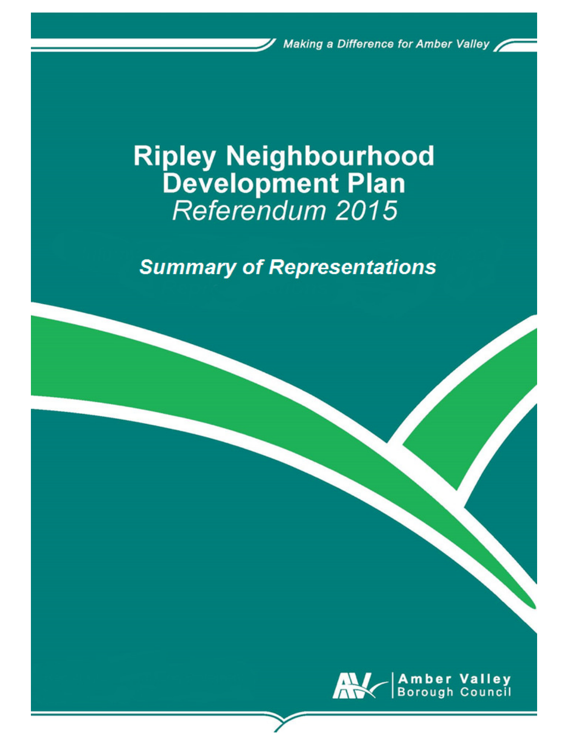*Making a Difference for Amber Valley*

# Ripley Neighbourhood Development Plan

*Referendum 2015*

## *Summary of Representations*

Amber Valley Borough Council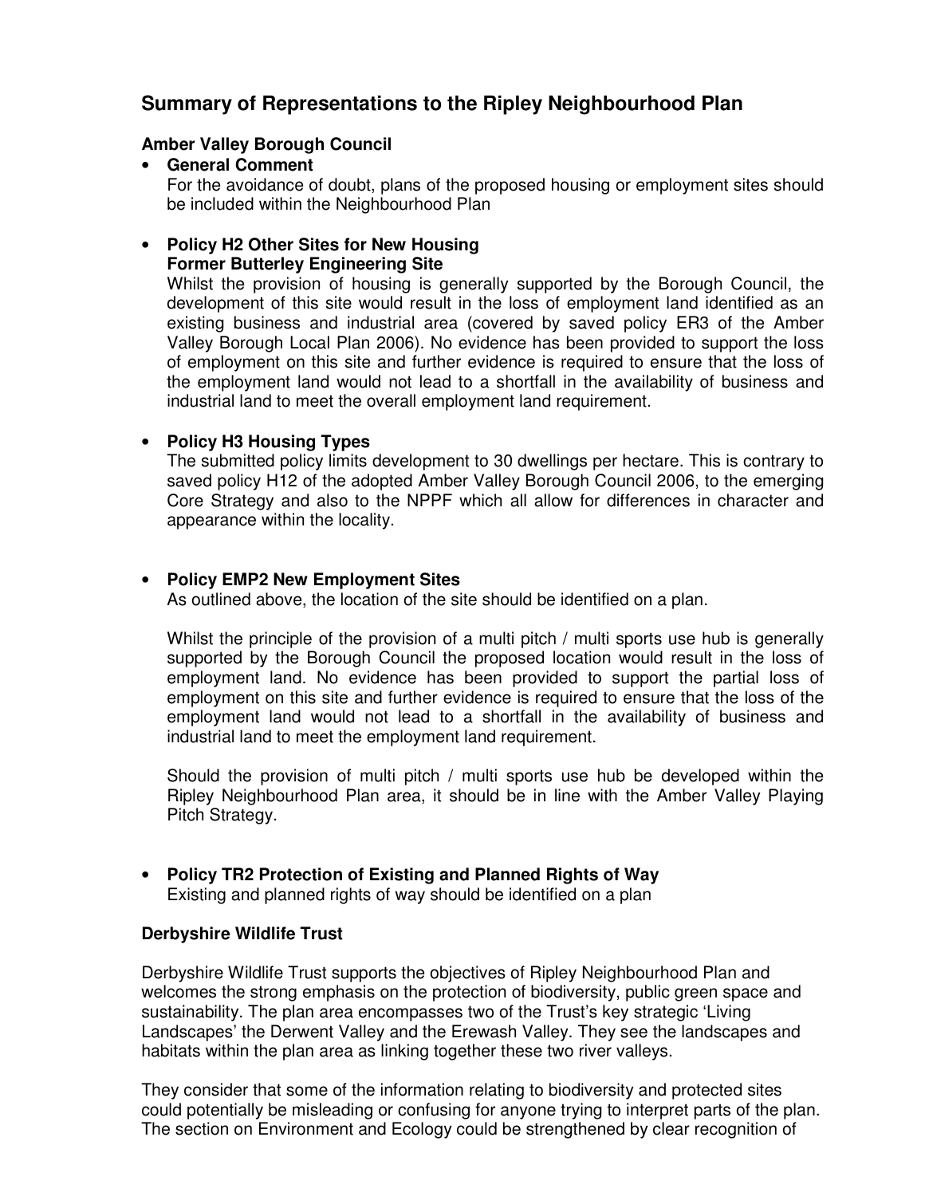## Summary of Representations to the Ripley Neighbourhood Plan

### Amber Valley Borough Council

- **General Comment**
  For the avoidance of doubt, plans of the proposed housing or employment sites should be included within the Neighbourhood Plan

- **Policy H2 Other Sites for New Housing**
  **Former Butterley Engineering Site**
  Whilst the provision of housing is generally supported by the Borough Council, the development of this site would result in the loss of employment land identified as an existing business and industrial area (covered by saved policy ER3 of the Amber Valley Borough Local Plan 2006). No evidence has been provided to support the loss of employment on this site and further evidence is required to ensure that the loss of the employment land would not lead to a shortfall in the availability of business and industrial land to meet the overall employment land requirement.

- **Policy H3 Housing Types**
  The submitted policy limits development to 30 dwellings per hectare. This is contrary to saved policy H12 of the adopted Amber Valley Borough Council 2006, to the emerging Core Strategy and also to the NPPF which all allow for differences in character and appearance within the locality.

- **Policy EMP2 New Employment Sites**
  As outlined above, the location of the site should be identified on a plan.

  Whilst the principle of the provision of a multi pitch / multi sports use hub is generally supported by the Borough Council the proposed location would result in the loss of employment land. No evidence has been provided to support the partial loss of employment on this site and further evidence is required to ensure that the loss of the employment land would not lead to a shortfall in the availability of business and industrial land to meet the employment land requirement.

  Should the provision of multi pitch / multi sports use hub be developed within the Ripley Neighbourhood Plan area, it should be in line with the Amber Valley Playing Pitch Strategy.

- **Policy TR2 Protection of Existing and Planned Rights of Way**
  Existing and planned rights of way should be identified on a plan

### Derbyshire Wildlife Trust

Derbyshire Wildlife Trust supports the objectives of Ripley Neighbourhood Plan and welcomes the strong emphasis on the protection of biodiversity, public green space and sustainability. The plan area encompasses two of the Trust's key strategic 'Living Landscapes' the Derwent Valley and the Erewash Valley. They see the landscapes and habitats within the plan area as linking together these two river valleys.

They consider that some of the information relating to biodiversity and protected sites could potentially be misleading or confusing for anyone trying to interpret parts of the plan. The section on Environment and Ecology could be strengthened by clear recognition of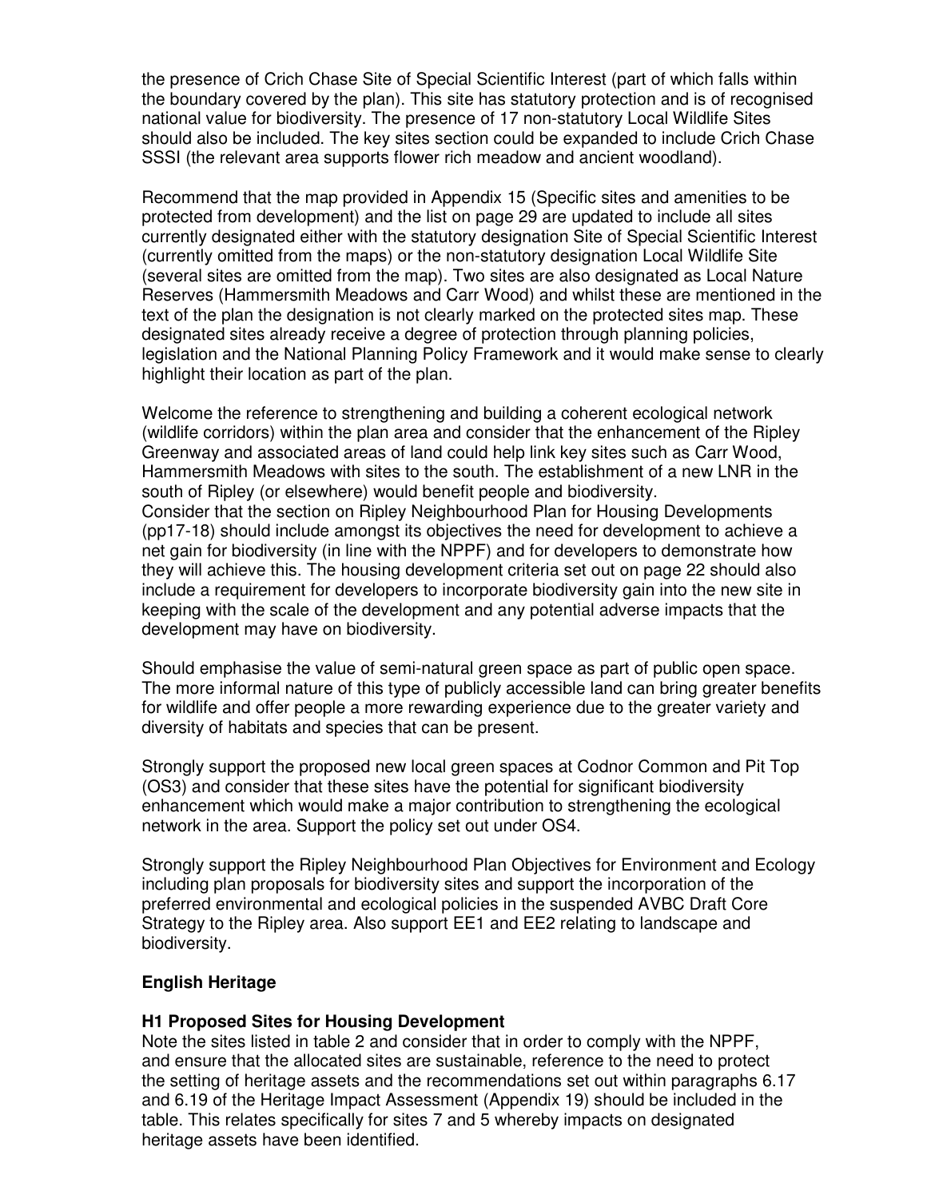the presence of Crich Chase Site of Special Scientific Interest (part of which falls within the boundary covered by the plan). This site has statutory protection and is of recognised national value for biodiversity. The presence of 17 non-statutory Local Wildlife Sites should also be included. The key sites section could be expanded to include Crich Chase SSSI (the relevant area supports flower rich meadow and ancient woodland).

Recommend that the map provided in Appendix 15 (Specific sites and amenities to be protected from development) and the list on page 29 are updated to include all sites currently designated either with the statutory designation Site of Special Scientific Interest (currently omitted from the maps) or the non-statutory designation Local Wildlife Site (several sites are omitted from the map). Two sites are also designated as Local Nature Reserves (Hammersmith Meadows and Carr Wood) and whilst these are mentioned in the text of the plan the designation is not clearly marked on the protected sites map. These designated sites already receive a degree of protection through planning policies, legislation and the National Planning Policy Framework and it would make sense to clearly highlight their location as part of the plan.

Welcome the reference to strengthening and building a coherent ecological network (wildlife corridors) within the plan area and consider that the enhancement of the Ripley Greenway and associated areas of land could help link key sites such as Carr Wood, Hammersmith Meadows with sites to the south. The establishment of a new LNR in the south of Ripley (or elsewhere) would benefit people and biodiversity.
Consider that the section on Ripley Neighbourhood Plan for Housing Developments (pp17-18) should include amongst its objectives the need for development to achieve a net gain for biodiversity (in line with the NPPF) and for developers to demonstrate how they will achieve this. The housing development criteria set out on page 22 should also include a requirement for developers to incorporate biodiversity gain into the new site in keeping with the scale of the development and any potential adverse impacts that the development may have on biodiversity.

Should emphasise the value of semi-natural green space as part of public open space. The more informal nature of this type of publicly accessible land can bring greater benefits for wildlife and offer people a more rewarding experience due to the greater variety and diversity of habitats and species that can be present.

Strongly support the proposed new local green spaces at Codnor Common and Pit Top (OS3) and consider that these sites have the potential for significant biodiversity enhancement which would make a major contribution to strengthening the ecological network in the area. Support the policy set out under OS4.

Strongly support the Ripley Neighbourhood Plan Objectives for Environment and Ecology including plan proposals for biodiversity sites and support the incorporation of the preferred environmental and ecological policies in the suspended AVBC Draft Core Strategy to the Ripley area. Also support EE1 and EE2 relating to landscape and biodiversity.

**English Heritage**

**H1 Proposed Sites for Housing Development**
Note the sites listed in table 2 and consider that in order to comply with the NPPF, and ensure that the allocated sites are sustainable, reference to the need to protect the setting of heritage assets and the recommendations set out within paragraphs 6.17 and 6.19 of the Heritage Impact Assessment (Appendix 19) should be included in the table. This relates specifically for sites 7 and 5 whereby impacts on designated heritage assets have been identified.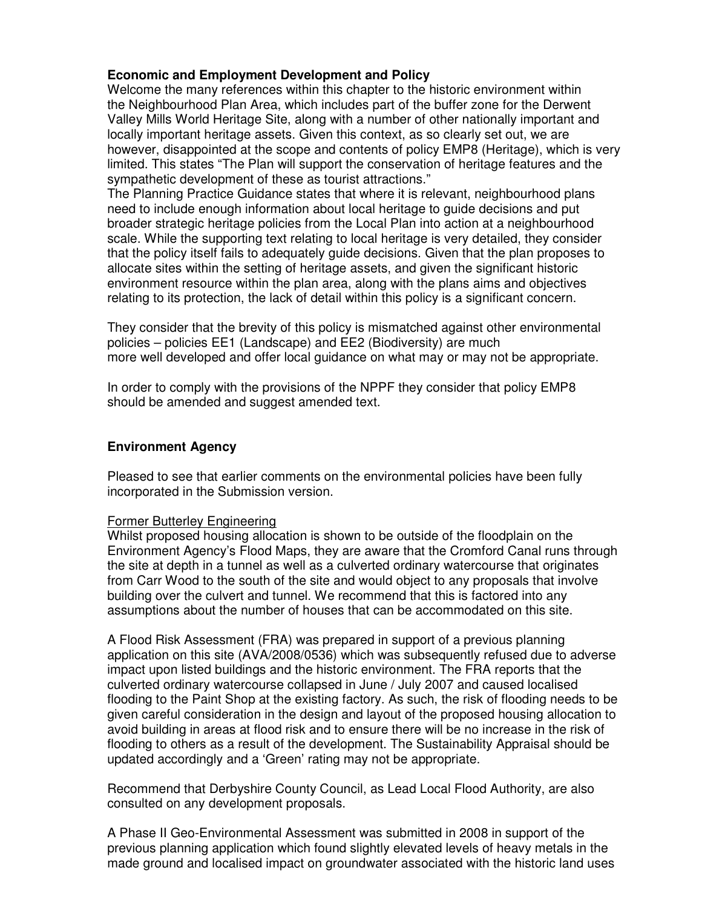**Economic and Employment Development and Policy**
Welcome the many references within this chapter to the historic environment within the Neighbourhood Plan Area, which includes part of the buffer zone for the Derwent Valley Mills World Heritage Site, along with a number of other nationally important and locally important heritage assets. Given this context, as so clearly set out, we are however, disappointed at the scope and contents of policy EMP8 (Heritage), which is very limited. This states "The Plan will support the conservation of heritage features and the sympathetic development of these as tourist attractions."
The Planning Practice Guidance states that where it is relevant, neighbourhood plans need to include enough information about local heritage to guide decisions and put broader strategic heritage policies from the Local Plan into action at a neighbourhood scale. While the supporting text relating to local heritage is very detailed, they consider that the policy itself fails to adequately guide decisions. Given that the plan proposes to allocate sites within the setting of heritage assets, and given the significant historic environment resource within the plan area, along with the plans aims and objectives relating to its protection, the lack of detail within this policy is a significant concern.

They consider that the brevity of this policy is mismatched against other environmental policies – policies EE1 (Landscape) and EE2 (Biodiversity) are much more well developed and offer local guidance on what may or may not be appropriate.

In order to comply with the provisions of the NPPF they consider that policy EMP8 should be amended and suggest amended text.

**Environment Agency**

Pleased to see that earlier comments on the environmental policies have been fully incorporated in the Submission version.

Former Butterley Engineering
Whilst proposed housing allocation is shown to be outside of the floodplain on the Environment Agency's Flood Maps, they are aware that the Cromford Canal runs through the site at depth in a tunnel as well as a culverted ordinary watercourse that originates from Carr Wood to the south of the site and would object to any proposals that involve building over the culvert and tunnel. We recommend that this is factored into any assumptions about the number of houses that can be accommodated on this site.

A Flood Risk Assessment (FRA) was prepared in support of a previous planning application on this site (AVA/2008/0536) which was subsequently refused due to adverse impact upon listed buildings and the historic environment. The FRA reports that the culverted ordinary watercourse collapsed in June / July 2007 and caused localised flooding to the Paint Shop at the existing factory. As such, the risk of flooding needs to be given careful consideration in the design and layout of the proposed housing allocation to avoid building in areas at flood risk and to ensure there will be no increase in the risk of flooding to others as a result of the development. The Sustainability Appraisal should be updated accordingly and a 'Green' rating may not be appropriate.

Recommend that Derbyshire County Council, as Lead Local Flood Authority, are also consulted on any development proposals.

A Phase II Geo-Environmental Assessment was submitted in 2008 in support of the previous planning application which found slightly elevated levels of heavy metals in the made ground and localised impact on groundwater associated with the historic land uses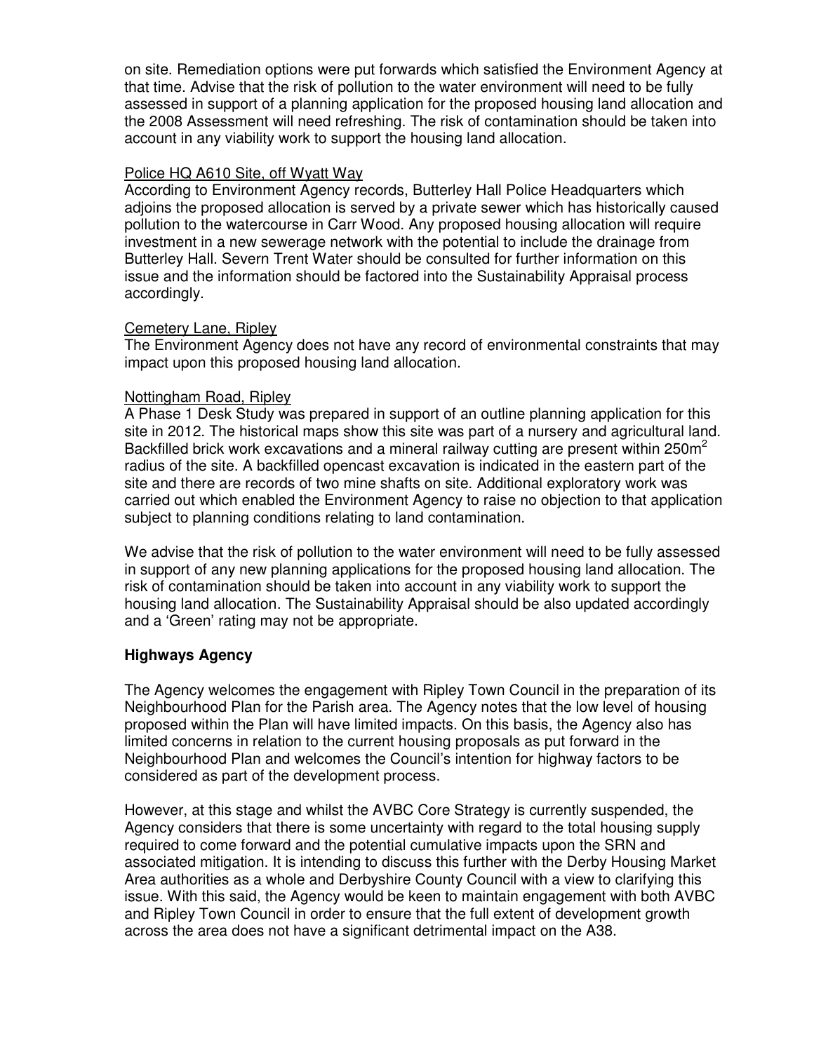on site. Remediation options were put forwards which satisfied the Environment Agency at that time. Advise that the risk of pollution to the water environment will need to be fully assessed in support of a planning application for the proposed housing land allocation and the 2008 Assessment will need refreshing. The risk of contamination should be taken into account in any viability work to support the housing land allocation.

Police HQ A610 Site, off Wyatt Way

According to Environment Agency records, Butterley Hall Police Headquarters which adjoins the proposed allocation is served by a private sewer which has historically caused pollution to the watercourse in Carr Wood. Any proposed housing allocation will require investment in a new sewerage network with the potential to include the drainage from Butterley Hall. Severn Trent Water should be consulted for further information on this issue and the information should be factored into the Sustainability Appraisal process accordingly.

Cemetery Lane, Ripley

The Environment Agency does not have any record of environmental constraints that may impact upon this proposed housing land allocation.

Nottingham Road, Ripley

A Phase 1 Desk Study was prepared in support of an outline planning application for this site in 2012. The historical maps show this site was part of a nursery and agricultural land. Backfilled brick work excavations and a mineral railway cutting are present within 250m$^2$ radius of the site. A backfilled opencast excavation is indicated in the eastern part of the site and there are records of two mine shafts on site. Additional exploratory work was carried out which enabled the Environment Agency to raise no objection to that application subject to planning conditions relating to land contamination.

We advise that the risk of pollution to the water environment will need to be fully assessed in support of any new planning applications for the proposed housing land allocation. The risk of contamination should be taken into account in any viability work to support the housing land allocation. The Sustainability Appraisal should be also updated accordingly and a 'Green' rating may not be appropriate.

**Highways Agency**

The Agency welcomes the engagement with Ripley Town Council in the preparation of its Neighbourhood Plan for the Parish area. The Agency notes that the low level of housing proposed within the Plan will have limited impacts. On this basis, the Agency also has limited concerns in relation to the current housing proposals as put forward in the Neighbourhood Plan and welcomes the Council's intention for highway factors to be considered as part of the development process.

However, at this stage and whilst the AVBC Core Strategy is currently suspended, the Agency considers that there is some uncertainty with regard to the total housing supply required to come forward and the potential cumulative impacts upon the SRN and associated mitigation. It is intending to discuss this further with the Derby Housing Market Area authorities as a whole and Derbyshire County Council with a view to clarifying this issue. With this said, the Agency would be keen to maintain engagement with both AVBC and Ripley Town Council in order to ensure that the full extent of development growth across the area does not have a significant detrimental impact on the A38.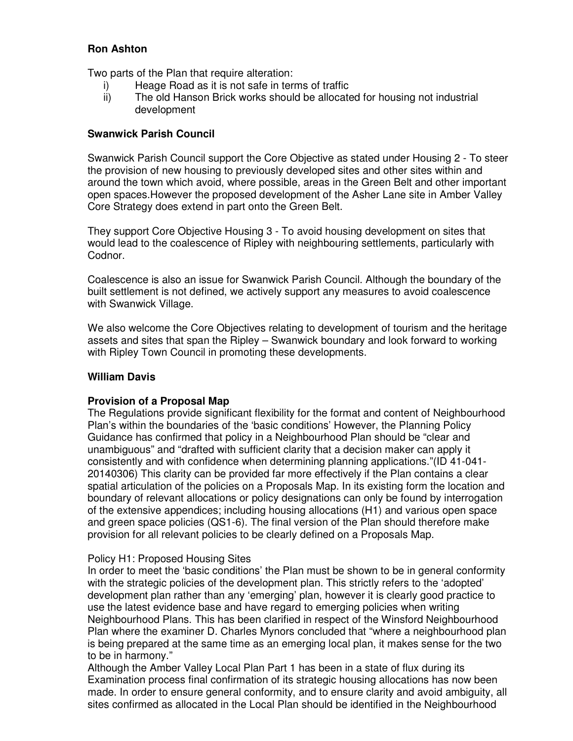**Ron Ashton**

Two parts of the Plan that require alteration:

i) Heage Road as it is not safe in terms of traffic
ii) The old Hanson Brick works should be allocated for housing not industrial development

**Swanwick Parish Council**

Swanwick Parish Council support the Core Objective as stated under Housing 2 - To steer the provision of new housing to previously developed sites and other sites within and around the town which avoid, where possible, areas in the Green Belt and other important open spaces.However the proposed development of the Asher Lane site in Amber Valley Core Strategy does extend in part onto the Green Belt.

They support Core Objective Housing 3 - To avoid housing development on sites that would lead to the coalescence of Ripley with neighbouring settlements, particularly with Codnor.

Coalescence is also an issue for Swanwick Parish Council. Although the boundary of the built settlement is not defined, we actively support any measures to avoid coalescence with Swanwick Village.

We also welcome the Core Objectives relating to development of tourism and the heritage assets and sites that span the Ripley – Swanwick boundary and look forward to working with Ripley Town Council in promoting these developments.

**William Davis**

**Provision of a Proposal Map**

The Regulations provide significant flexibility for the format and content of Neighbourhood Plan's within the boundaries of the 'basic conditions' However, the Planning Policy Guidance has confirmed that policy in a Neighbourhood Plan should be "clear and unambiguous" and "drafted with sufficient clarity that a decision maker can apply it consistently and with confidence when determining planning applications."(ID 41-041-20140306) This clarity can be provided far more effectively if the Plan contains a clear spatial articulation of the policies on a Proposals Map. In its existing form the location and boundary of relevant allocations or policy designations can only be found by interrogation of the extensive appendices; including housing allocations (H1) and various open space and green space policies (QS1-6). The final version of the Plan should therefore make provision for all relevant policies to be clearly defined on a Proposals Map.

Policy H1: Proposed Housing Sites

In order to meet the 'basic conditions' the Plan must be shown to be in general conformity with the strategic policies of the development plan. This strictly refers to the 'adopted' development plan rather than any 'emerging' plan, however it is clearly good practice to use the latest evidence base and have regard to emerging policies when writing Neighbourhood Plans. This has been clarified in respect of the Winsford Neighbourhood Plan where the examiner D. Charles Mynors concluded that "where a neighbourhood plan is being prepared at the same time as an emerging local plan, it makes sense for the two to be in harmony."

Although the Amber Valley Local Plan Part 1 has been in a state of flux during its Examination process final confirmation of its strategic housing allocations has now been made. In order to ensure general conformity, and to ensure clarity and avoid ambiguity, all sites confirmed as allocated in the Local Plan should be identified in the Neighbourhood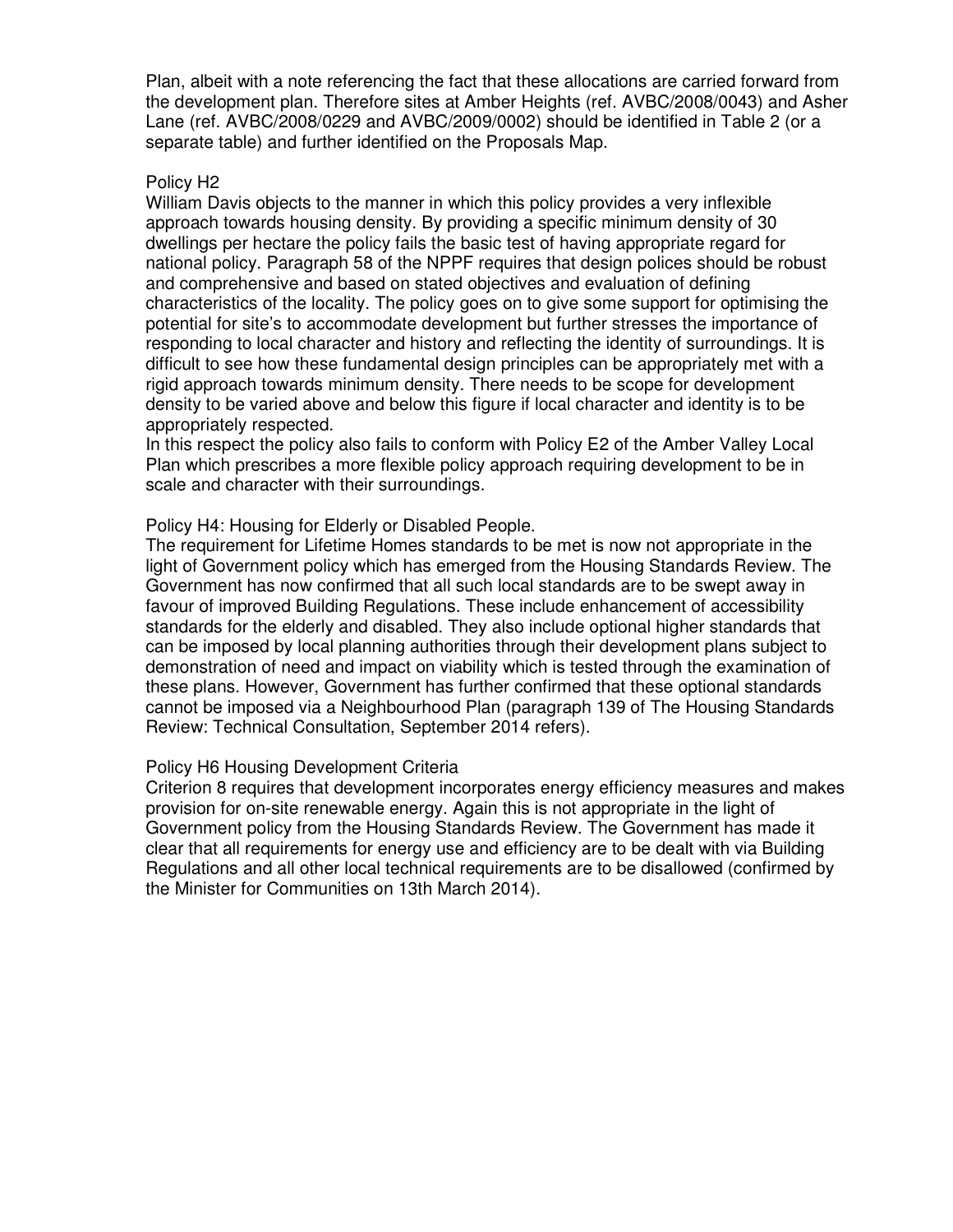Plan, albeit with a note referencing the fact that these allocations are carried forward from the development plan. Therefore sites at Amber Heights (ref. AVBC/2008/0043) and Asher Lane (ref. AVBC/2008/0229 and AVBC/2009/0002) should be identified in Table 2 (or a separate table) and further identified on the Proposals Map.

Policy H2

William Davis objects to the manner in which this policy provides a very inflexible approach towards housing density. By providing a specific minimum density of 30 dwellings per hectare the policy fails the basic test of having appropriate regard for national policy. Paragraph 58 of the NPPF requires that design polices should be robust and comprehensive and based on stated objectives and evaluation of defining characteristics of the locality. The policy goes on to give some support for optimising the potential for site's to accommodate development but further stresses the importance of responding to local character and history and reflecting the identity of surroundings. It is difficult to see how these fundamental design principles can be appropriately met with a rigid approach towards minimum density. There needs to be scope for development density to be varied above and below this figure if local character and identity is to be appropriately respected.

In this respect the policy also fails to conform with Policy E2 of the Amber Valley Local Plan which prescribes a more flexible policy approach requiring development to be in scale and character with their surroundings.

Policy H4: Housing for Elderly or Disabled People.

The requirement for Lifetime Homes standards to be met is now not appropriate in the light of Government policy which has emerged from the Housing Standards Review. The Government has now confirmed that all such local standards are to be swept away in favour of improved Building Regulations. These include enhancement of accessibility standards for the elderly and disabled. They also include optional higher standards that can be imposed by local planning authorities through their development plans subject to demonstration of need and impact on viability which is tested through the examination of these plans. However, Government has further confirmed that these optional standards cannot be imposed via a Neighbourhood Plan (paragraph 139 of The Housing Standards Review: Technical Consultation, September 2014 refers).

Policy H6 Housing Development Criteria

Criterion 8 requires that development incorporates energy efficiency measures and makes provision for on-site renewable energy. Again this is not appropriate in the light of Government policy from the Housing Standards Review. The Government has made it clear that all requirements for energy use and efficiency are to be dealt with via Building Regulations and all other local technical requirements are to be disallowed (confirmed by the Minister for Communities on 13th March 2014).